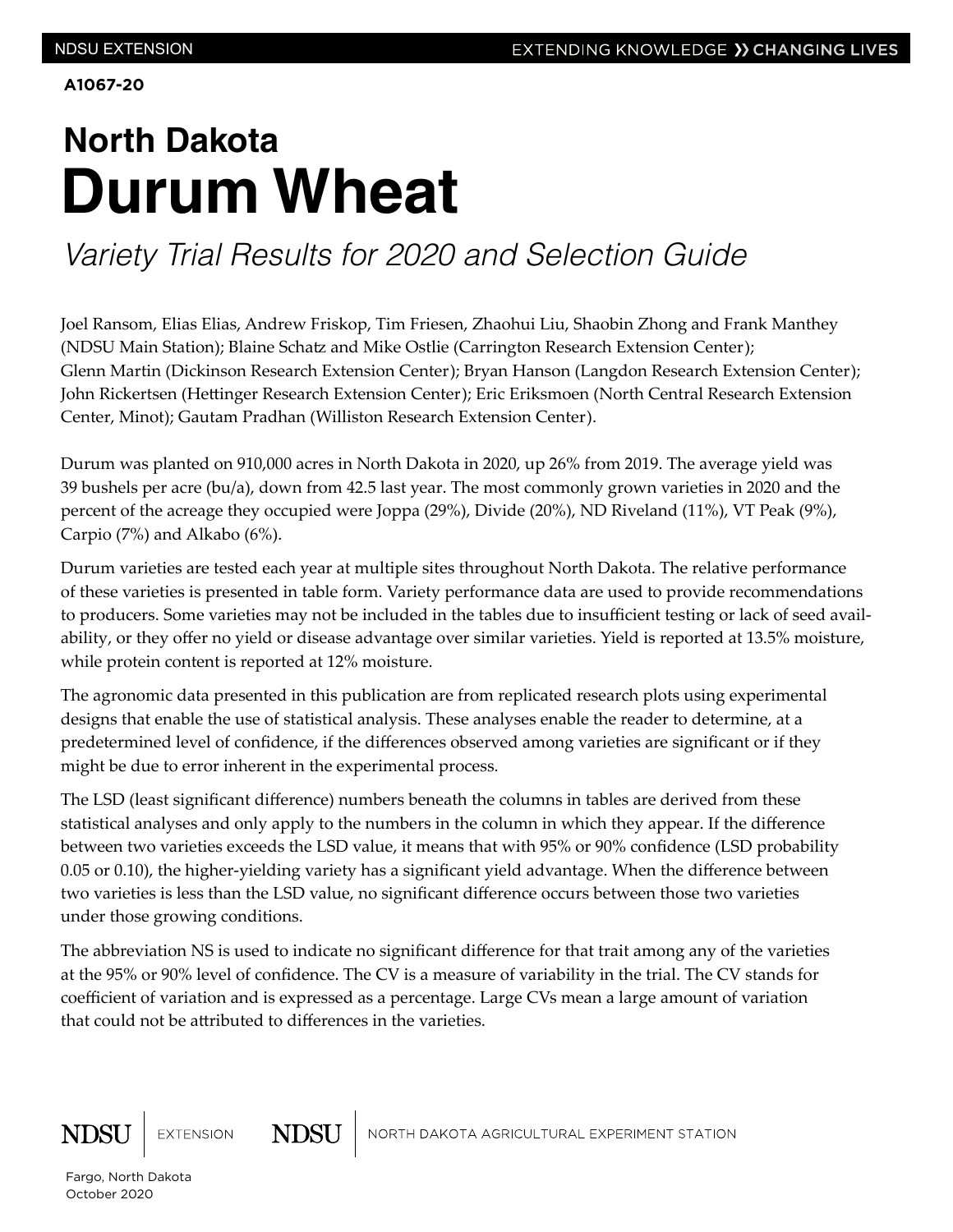A1067-20

# North Dakota
# Durum Wheat

*Variety Trial Results for 2020 and Selection Guide*

Joel Ransom, Elias Elias, Andrew Friskop, Tim Friesen, Zhaohui Liu, Shaobin Zhong and Frank Manthey (NDSU Main Station); Blaine Schatz and Mike Ostlie (Carrington Research Extension Center); Glenn Martin (Dickinson Research Extension Center); Bryan Hanson (Langdon Research Extension Center); John Rickertsen (Hettinger Research Extension Center); Eric Eriksmoen (North Central Research Extension Center, Minot); Gautam Pradhan (Williston Research Extension Center).

Durum was planted on 910,000 acres in North Dakota in 2020, up 26% from 2019. The average yield was 39 bushels per acre (bu/a), down from 42.5 last year. The most commonly grown varieties in 2020 and the percent of the acreage they occupied were Joppa (29%), Divide (20%), ND Riveland (11%), VT Peak (9%), Carpio (7%) and Alkabo (6%).

Durum varieties are tested each year at multiple sites throughout North Dakota. The relative performance of these varieties is presented in table form. Variety performance data are used to provide recommendations to producers. Some varieties may not be included in the tables due to insufficient testing or lack of seed availability, or they offer no yield or disease advantage over similar varieties. Yield is reported at 13.5% moisture, while protein content is reported at 12% moisture.

The agronomic data presented in this publication are from replicated research plots using experimental designs that enable the use of statistical analysis. These analyses enable the reader to determine, at a predetermined level of confidence, if the differences observed among varieties are significant or if they might be due to error inherent in the experimental process.

The LSD (least significant difference) numbers beneath the columns in tables are derived from these statistical analyses and only apply to the numbers in the column in which they appear. If the difference between two varieties exceeds the LSD value, it means that with 95% or 90% confidence (LSD probability 0.05 or 0.10), the higher-yielding variety has a significant yield advantage. When the difference between two varieties is less than the LSD value, no significant difference occurs between those two varieties under those growing conditions.

The abbreviation NS is used to indicate no significant difference for that trait among any of the varieties at the 95% or 90% level of confidence. The CV is a measure of variability in the trial. The CV stands for coefficient of variation and is expressed as a percentage. Large CVs mean a large amount of variation that could not be attributed to differences in the varieties.

NDSU EXTENSION — NDSU NORTH DAKOTA AGRICULTURAL EXPERIMENT STATION

Fargo, North Dakota
October 2020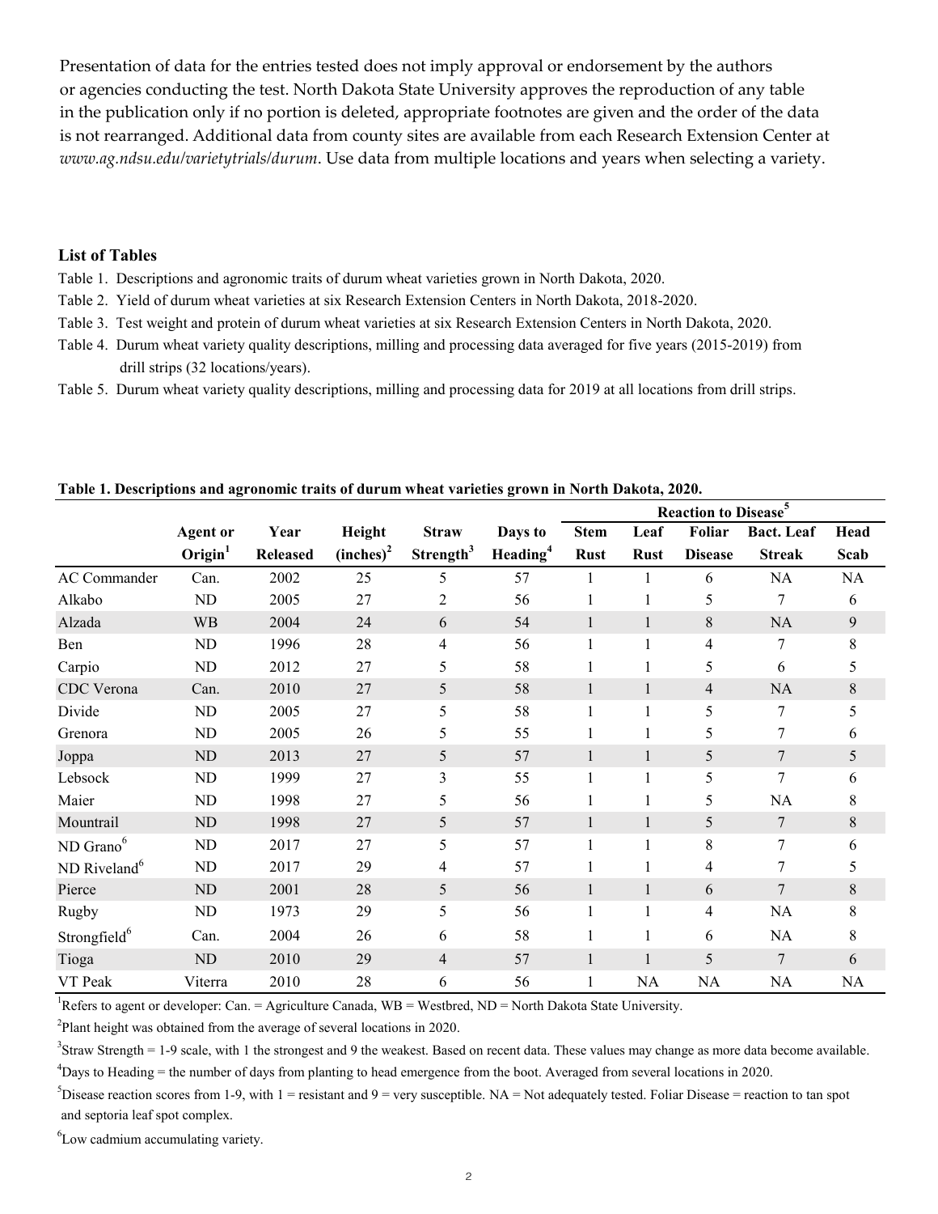Presentation of data for the entries tested does not imply approval or endorsement by the authors or agencies conducting the test. North Dakota State University approves the reproduction of any table in the publication only if no portion is deleted, appropriate footnotes are given and the order of the data is not rearranged. Additional data from county sites are available from each Research Extension Center at *www.ag.ndsu.edu/varietytrials/durum*. Use data from multiple locations and years when selecting a variety.

**List of Tables**

Table 1. Descriptions and agronomic traits of durum wheat varieties grown in North Dakota, 2020.

Table 2. Yield of durum wheat varieties at six Research Extension Centers in North Dakota, 2018-2020.

Table 3. Test weight and protein of durum wheat varieties at six Research Extension Centers in North Dakota, 2020.

Table 4. Durum wheat variety quality descriptions, milling and processing data averaged for five years (2015-2019) from drill strips (32 locations/years).

Table 5. Durum wheat variety quality descriptions, milling and processing data for 2019 at all locations from drill strips.

**Table 1. Descriptions and agronomic traits of durum wheat varieties grown in North Dakota, 2020.**

| | | | | | | Reaction to Disease[5] | | | | |
|---|---|---|---|---|---|---|---|---|---|---|
| | Agent or Origin[1] | Year Released | Height (inches)[2] | Straw Strength[3] | Days to Heading[4] | Stem Rust | Leaf Rust | Foliar Disease | Bact. Leaf Streak | Head Scab |
| AC Commander | Can. | 2002 | 25 | 5 | 57 | 1 | 1 | 6 | NA | NA |
| Alkabo | ND | 2005 | 27 | 2 | 56 | 1 | 1 | 5 | 7 | 6 |
| Alzada | WB | 2004 | 24 | 6 | 54 | 1 | 1 | 8 | NA | 9 |
| Ben | ND | 1996 | 28 | 4 | 56 | 1 | 1 | 4 | 7 | 8 |
| Carpio | ND | 2012 | 27 | 5 | 58 | 1 | 1 | 5 | 6 | 5 |
| CDC Verona | Can. | 2010 | 27 | 5 | 58 | 1 | 1 | 4 | NA | 8 |
| Divide | ND | 2005 | 27 | 5 | 58 | 1 | 1 | 5 | 7 | 5 |
| Grenora | ND | 2005 | 26 | 5 | 55 | 1 | 1 | 5 | 7 | 6 |
| Joppa | ND | 2013 | 27 | 5 | 57 | 1 | 1 | 5 | 7 | 5 |
| Lebsock | ND | 1999 | 27 | 3 | 55 | 1 | 1 | 5 | 7 | 6 |
| Maier | ND | 1998 | 27 | 5 | 56 | 1 | 1 | 5 | NA | 8 |
| Mountrail | ND | 1998 | 27 | 5 | 57 | 1 | 1 | 5 | 7 | 8 |
| ND Grano[6] | ND | 2017 | 27 | 5 | 57 | 1 | 1 | 8 | 7 | 6 |
| ND Riveland[6] | ND | 2017 | 29 | 4 | 57 | 1 | 1 | 4 | 7 | 5 |
| Pierce | ND | 2001 | 28 | 5 | 56 | 1 | 1 | 6 | 7 | 8 |
| Rugby | ND | 1973 | 29 | 5 | 56 | 1 | 1 | 4 | NA | 8 |
| Strongfield[6] | Can. | 2004 | 26 | 6 | 58 | 1 | 1 | 6 | NA | 8 |
| Tioga | ND | 2010 | 29 | 4 | 57 | 1 | 1 | 5 | 7 | 6 |
| VT Peak | Viterra | 2010 | 28 | 6 | 56 | 1 | NA | NA | NA | NA |

[1]Refers to agent or developer: Can. = Agriculture Canada, WB = Westbred, ND = North Dakota State University.

[2]Plant height was obtained from the average of several locations in 2020.

[3]Straw Strength = 1-9 scale, with 1 the strongest and 9 the weakest. Based on recent data. These values may change as more data become available.

[4]Days to Heading = the number of days from planting to head emergence from the boot. Averaged from several locations in 2020.

[5]Disease reaction scores from 1-9, with 1 = resistant and 9 = very susceptible. NA = Not adequately tested. Foliar Disease = reaction to tan spot and septoria leaf spot complex.

[6]Low cadmium accumulating variety.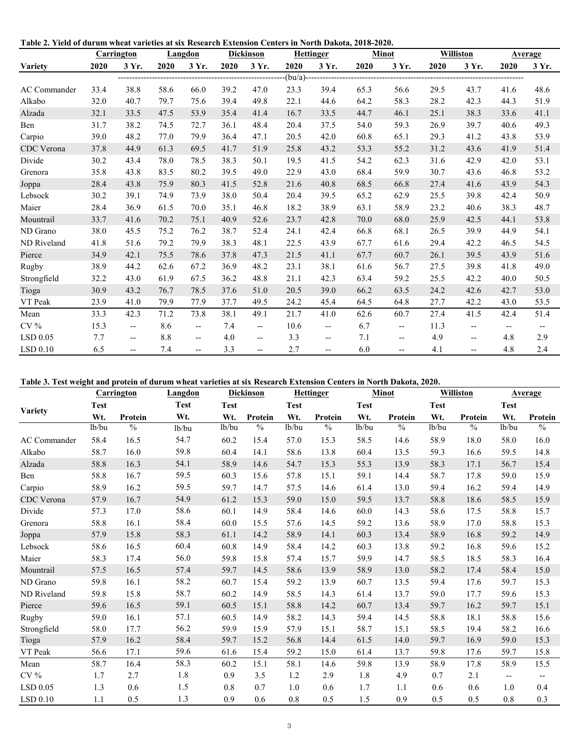**Table 2. Yield of durum wheat varieties at six Research Extension Centers in North Dakota, 2018-2020.**

| | Carrington | | Langdon | | Dickinson | | Hettinger | | Minot | | Williston | | Average | |
|---|---|---|---|---|---|---|---|---|---|---|---|---|---|---|
| Variety | 2020 | 3 Yr. | 2020 | 3 Yr. | 2020 | 3 Yr. | 2020 | 3 Yr. | 2020 | 3 Yr. | 2020 | 3 Yr. | 2020 | 3 Yr. |
| | (bu/a) | | | | | | | | | | | | | |
| AC Commander | 33.4 | 38.8 | 58.6 | 66.0 | 39.2 | 47.0 | 23.3 | 39.4 | 65.3 | 56.6 | 29.5 | 43.7 | 41.6 | 48.6 |
| Alkabo | 32.0 | 40.7 | 79.7 | 75.6 | 39.4 | 49.8 | 22.1 | 44.6 | 64.2 | 58.3 | 28.2 | 42.3 | 44.3 | 51.9 |
| Alzada | 32.1 | 33.5 | 47.5 | 53.9 | 35.4 | 41.4 | 16.7 | 33.5 | 44.7 | 46.1 | 25.1 | 38.3 | 33.6 | 41.1 |
| Ben | 31.7 | 38.2 | 74.5 | 72.7 | 36.1 | 48.4 | 20.4 | 37.5 | 54.0 | 59.3 | 26.9 | 39.7 | 40.6 | 49.3 |
| Carpio | 39.0 | 48.2 | 77.0 | 79.9 | 36.4 | 47.1 | 20.5 | 42.0 | 60.8 | 65.1 | 29.3 | 41.2 | 43.8 | 53.9 |
| CDC Verona | 37.8 | 44.9 | 61.3 | 69.5 | 41.7 | 51.9 | 25.8 | 43.2 | 53.3 | 55.2 | 31.2 | 43.6 | 41.9 | 51.4 |
| Divide | 30.2 | 43.4 | 78.0 | 78.5 | 38.3 | 50.1 | 19.5 | 41.5 | 54.2 | 62.3 | 31.6 | 42.9 | 42.0 | 53.1 |
| Grenora | 35.8 | 43.8 | 83.5 | 80.2 | 39.5 | 49.0 | 22.9 | 43.0 | 68.4 | 59.9 | 30.7 | 43.6 | 46.8 | 53.2 |
| Joppa | 28.4 | 43.8 | 75.9 | 80.3 | 41.5 | 52.8 | 21.6 | 40.8 | 68.5 | 66.8 | 27.4 | 41.6 | 43.9 | 54.3 |
| Lebsock | 30.2 | 39.1 | 74.9 | 73.9 | 38.0 | 50.4 | 20.4 | 39.5 | 65.2 | 62.9 | 25.5 | 39.8 | 42.4 | 50.9 |
| Maier | 28.4 | 36.9 | 61.5 | 70.0 | 35.1 | 46.8 | 18.2 | 38.9 | 63.1 | 58.9 | 23.2 | 40.6 | 38.3 | 48.7 |
| Mountrail | 33.7 | 41.6 | 70.2 | 75.1 | 40.9 | 52.6 | 23.7 | 42.8 | 70.0 | 68.0 | 25.9 | 42.5 | 44.1 | 53.8 |
| ND Grano | 38.0 | 45.5 | 75.2 | 76.2 | 38.7 | 52.4 | 24.1 | 42.4 | 66.8 | 68.1 | 26.5 | 39.9 | 44.9 | 54.1 |
| ND Riveland | 41.8 | 51.6 | 79.2 | 79.9 | 38.3 | 48.1 | 22.5 | 43.9 | 67.7 | 61.6 | 29.4 | 42.2 | 46.5 | 54.5 |
| Pierce | 34.9 | 42.1 | 75.5 | 78.6 | 37.8 | 47.3 | 21.5 | 41.1 | 67.7 | 60.7 | 26.1 | 39.5 | 43.9 | 51.6 |
| Rugby | 38.9 | 44.2 | 62.6 | 67.2 | 36.9 | 48.2 | 23.1 | 38.1 | 61.6 | 56.7 | 27.5 | 39.8 | 41.8 | 49.0 |
| Strongfield | 32.2 | 43.0 | 61.9 | 67.5 | 36.2 | 48.8 | 21.1 | 42.3 | 63.4 | 59.2 | 25.5 | 42.2 | 40.0 | 50.5 |
| Tioga | 30.9 | 43.2 | 76.7 | 78.5 | 37.6 | 51.0 | 20.5 | 39.0 | 66.2 | 63.5 | 24.2 | 42.6 | 42.7 | 53.0 |
| VT Peak | 23.9 | 41.0 | 79.9 | 77.9 | 37.7 | 49.5 | 24.2 | 45.4 | 64.5 | 64.8 | 27.7 | 42.2 | 43.0 | 53.5 |
| Mean | 33.3 | 42.3 | 71.2 | 73.8 | 38.1 | 49.1 | 21.7 | 41.0 | 62.6 | 60.7 | 27.4 | 41.5 | 42.4 | 51.4 |
| CV % | 15.3 | -- | 8.6 | -- | 7.4 | -- | 10.6 | -- | 6.7 | -- | 11.3 | -- | -- | -- |
| LSD 0.05 | 7.7 | -- | 8.8 | -- | 4.0 | -- | 3.3 | -- | 7.1 | -- | 4.9 | -- | 4.8 | 2.9 |
| LSD 0.10 | 6.5 | -- | 7.4 | -- | 3.3 | -- | 2.7 | -- | 6.0 | -- | 4.1 | -- | 4.8 | 2.4 |

**Table 3. Test weight and protein of durum wheat varieties at six Research Extension Centers in North Dakota, 2020.**

| | Carrington | | Langdon | Dickinson | | Hettinger | | Minot | | Williston | | Average | |
|---|---|---|---|---|---|---|---|---|---|---|---|---|---|
| Variety | Test Wt. | Protein | Test Wt. | Test Wt. | Protein | Test Wt. | Protein | Test Wt. | Protein | Test Wt. | Protein | Test Wt. | Protein |
| | lb/bu | % | lb/bu | lb/bu | % | lb/bu | % | lb/bu | % | lb/bu | % | lb/bu | % |
| AC Commander | 58.4 | 16.5 | 54.7 | 60.2 | 15.4 | 57.0 | 15.3 | 58.5 | 14.6 | 58.9 | 18.0 | 58.0 | 16.0 |
| Alkabo | 58.7 | 16.0 | 59.8 | 60.4 | 14.1 | 58.6 | 13.8 | 60.4 | 13.5 | 59.3 | 16.6 | 59.5 | 14.8 |
| Alzada | 58.8 | 16.3 | 54.1 | 58.9 | 14.6 | 54.7 | 15.3 | 55.3 | 13.9 | 58.3 | 17.1 | 56.7 | 15.4 |
| Ben | 58.8 | 16.7 | 59.5 | 60.3 | 15.6 | 57.8 | 15.1 | 59.1 | 14.4 | 58.7 | 17.8 | 59.0 | 15.9 |
| Carpio | 58.9 | 16.2 | 59.5 | 59.7 | 14.7 | 57.5 | 14.6 | 61.4 | 13.0 | 59.4 | 16.2 | 59.4 | 14.9 |
| CDC Verona | 57.9 | 16.7 | 54.9 | 61.2 | 15.3 | 59.0 | 15.0 | 59.5 | 13.7 | 58.8 | 18.6 | 58.5 | 15.9 |
| Divide | 57.3 | 17.0 | 58.6 | 60.1 | 14.9 | 58.4 | 14.6 | 60.0 | 14.3 | 58.6 | 17.5 | 58.8 | 15.7 |
| Grenora | 58.8 | 16.1 | 58.4 | 60.0 | 15.5 | 57.6 | 14.5 | 59.2 | 13.6 | 58.9 | 17.0 | 58.8 | 15.3 |
| Joppa | 57.9 | 15.8 | 58.3 | 61.1 | 14.2 | 58.9 | 14.1 | 60.3 | 13.4 | 58.9 | 16.8 | 59.2 | 14.9 |
| Lebsock | 58.6 | 16.5 | 60.4 | 60.8 | 14.9 | 58.4 | 14.2 | 60.3 | 13.8 | 59.2 | 16.8 | 59.6 | 15.2 |
| Maier | 58.3 | 17.4 | 56.0 | 59.8 | 15.8 | 57.4 | 15.7 | 59.9 | 14.7 | 58.5 | 18.5 | 58.3 | 16.4 |
| Mountrail | 57.5 | 16.5 | 57.4 | 59.7 | 14.5 | 58.6 | 13.9 | 58.9 | 13.0 | 58.2 | 17.4 | 58.4 | 15.0 |
| ND Grano | 59.8 | 16.1 | 58.2 | 60.7 | 15.4 | 59.2 | 13.9 | 60.7 | 13.5 | 59.4 | 17.6 | 59.7 | 15.3 |
| ND Riveland | 59.8 | 15.8 | 58.7 | 60.2 | 14.9 | 58.5 | 14.3 | 61.4 | 13.7 | 59.0 | 17.7 | 59.6 | 15.3 |
| Pierce | 59.6 | 16.5 | 59.1 | 60.5 | 15.1 | 58.8 | 14.2 | 60.7 | 13.4 | 59.7 | 16.2 | 59.7 | 15.1 |
| Rugby | 59.0 | 16.1 | 57.1 | 60.5 | 14.9 | 58.2 | 14.3 | 59.4 | 14.5 | 58.8 | 18.1 | 58.8 | 15.6 |
| Strongfield | 58.0 | 17.7 | 56.2 | 59.9 | 15.9 | 57.9 | 15.1 | 58.7 | 15.1 | 58.5 | 19.4 | 58.2 | 16.6 |
| Tioga | 57.9 | 16.2 | 58.4 | 59.7 | 15.2 | 56.8 | 14.4 | 61.5 | 14.0 | 59.7 | 16.9 | 59.0 | 15.3 |
| VT Peak | 56.6 | 17.1 | 59.6 | 61.6 | 15.4 | 59.2 | 15.0 | 61.4 | 13.7 | 59.8 | 17.6 | 59.7 | 15.8 |
| Mean | 58.7 | 16.4 | 58.3 | 60.2 | 15.1 | 58.1 | 14.6 | 59.8 | 13.9 | 58.9 | 17.8 | 58.9 | 15.5 |
| CV % | 1.7 | 2.7 | 1.8 | 0.9 | 3.5 | 1.2 | 2.9 | 1.8 | 4.9 | 0.7 | 2.1 | -- | -- |
| LSD 0.05 | 1.3 | 0.6 | 1.5 | 0.8 | 0.7 | 1.0 | 0.6 | 1.7 | 1.1 | 0.6 | 0.6 | 1.0 | 0.4 |
| LSD 0.10 | 1.1 | 0.5 | 1.3 | 0.9 | 0.6 | 0.8 | 0.5 | 1.5 | 0.9 | 0.5 | 0.5 | 0.8 | 0.3 |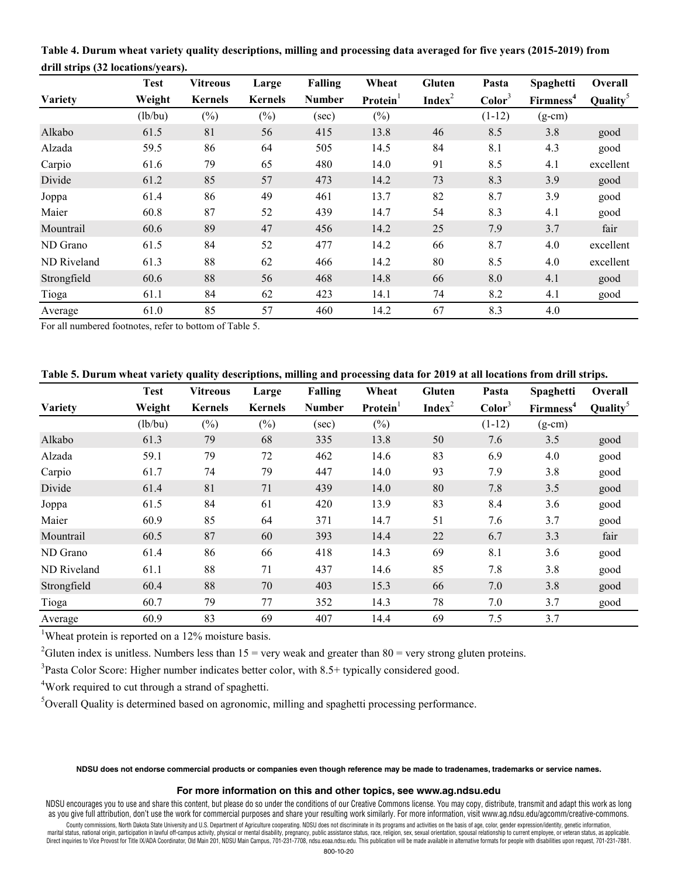**Table 4. Durum wheat variety quality descriptions, milling and processing data averaged for five years (2015-2019) from drill strips (32 locations/years).**

| Variety | Test Weight | Vitreous Kernels | Large Kernels | Falling Number | Wheat Protein[1] | Gluten Index[2] | Pasta Color[3] | Spaghetti Firmness[4] | Overall Quality[5] |
|---|---|---|---|---|---|---|---|---|---|
| | (lb/bu) | (%) | (%) | (sec) | (%) | | (1-12) | (g-cm) | |
| Alkabo | 61.5 | 81 | 56 | 415 | 13.8 | 46 | 8.5 | 3.8 | good |
| Alzada | 59.5 | 86 | 64 | 505 | 14.5 | 84 | 8.1 | 4.3 | good |
| Carpio | 61.6 | 79 | 65 | 480 | 14.0 | 91 | 8.5 | 4.1 | excellent |
| Divide | 61.2 | 85 | 57 | 473 | 14.2 | 73 | 8.3 | 3.9 | good |
| Joppa | 61.4 | 86 | 49 | 461 | 13.7 | 82 | 8.7 | 3.9 | good |
| Maier | 60.8 | 87 | 52 | 439 | 14.7 | 54 | 8.3 | 4.1 | good |
| Mountrail | 60.6 | 89 | 47 | 456 | 14.2 | 25 | 7.9 | 3.7 | fair |
| ND Grano | 61.5 | 84 | 52 | 477 | 14.2 | 66 | 8.7 | 4.0 | excellent |
| ND Riveland | 61.3 | 88 | 62 | 466 | 14.2 | 80 | 8.5 | 4.0 | excellent |
| Strongfield | 60.6 | 88 | 56 | 468 | 14.8 | 66 | 8.0 | 4.1 | good |
| Tioga | 61.1 | 84 | 62 | 423 | 14.1 | 74 | 8.2 | 4.1 | good |
| Average | 61.0 | 85 | 57 | 460 | 14.2 | 67 | 8.3 | 4.0 | |

For all numbered footnotes, refer to bottom of Table 5.

**Table 5. Durum wheat variety quality descriptions, milling and processing data for 2019 at all locations from drill strips.**

| Variety | Test Weight | Vitreous Kernels | Large Kernels | Falling Number | Wheat Protein[1] | Gluten Index[2] | Pasta Color[3] | Spaghetti Firmness[4] | Overall Quality[5] |
|---|---|---|---|---|---|---|---|---|---|
| | (lb/bu) | (%) | (%) | (sec) | (%) | | (1-12) | (g-cm) | |
| Alkabo | 61.3 | 79 | 68 | 335 | 13.8 | 50 | 7.6 | 3.5 | good |
| Alzada | 59.1 | 79 | 72 | 462 | 14.6 | 83 | 6.9 | 4.0 | good |
| Carpio | 61.7 | 74 | 79 | 447 | 14.0 | 93 | 7.9 | 3.8 | good |
| Divide | 61.4 | 81 | 71 | 439 | 14.0 | 80 | 7.8 | 3.5 | good |
| Joppa | 61.5 | 84 | 61 | 420 | 13.9 | 83 | 8.4 | 3.6 | good |
| Maier | 60.9 | 85 | 64 | 371 | 14.7 | 51 | 7.6 | 3.7 | good |
| Mountrail | 60.5 | 87 | 60 | 393 | 14.4 | 22 | 6.7 | 3.3 | fair |
| ND Grano | 61.4 | 86 | 66 | 418 | 14.3 | 69 | 8.1 | 3.6 | good |
| ND Riveland | 61.1 | 88 | 71 | 437 | 14.6 | 85 | 7.8 | 3.8 | good |
| Strongfield | 60.4 | 88 | 70 | 403 | 15.3 | 66 | 7.0 | 3.8 | good |
| Tioga | 60.7 | 79 | 77 | 352 | 14.3 | 78 | 7.0 | 3.7 | good |
| Average | 60.9 | 83 | 69 | 407 | 14.4 | 69 | 7.5 | 3.7 | |

[1]Wheat protein is reported on a 12% moisture basis.

[2]Gluten index is unitless. Numbers less than 15 = very weak and greater than 80 = very strong gluten proteins.

[3]Pasta Color Score: Higher number indicates better color, with 8.5+ typically considered good.

[4]Work required to cut through a strand of spaghetti.

[5]Overall Quality is determined based on agronomic, milling and spaghetti processing performance.

**NDSU does not endorse commercial products or companies even though reference may be made to tradenames, trademarks or service names.**

**For more information on this and other topics, see www.ag.ndsu.edu**

NDSU encourages you to use and share this content, but please do so under the conditions of our Creative Commons license. You may copy, distribute, transmit and adapt this work as long as you give full attribution, don't use the work for commercial purposes and share your resulting work similarly. For more information, visit www.ag.ndsu.edu/agcomm/creative-commons.

County commissions, North Dakota State University and U.S. Department of Agriculture cooperating. NDSU does not discriminate in its programs and activities on the basis of age, color, gender expression/identity, genetic information, marital status, national origin, participation in lawful off-campus activity, physical or mental disability, pregnancy, public assistance status, race, religion, sex, sexual orientation, spousal relationship to current employee, or veteran status, as applicable. Direct inquiries to Vice Provost for Title IX/ADA Coordinator, Old Main 201, NDSU Main Campus, 701-231-7708, ndsu.eoaa.ndsu.edu. This publication will be made available in alternative formats for people with disabilities upon request, 701-231-7881.

800-10-20